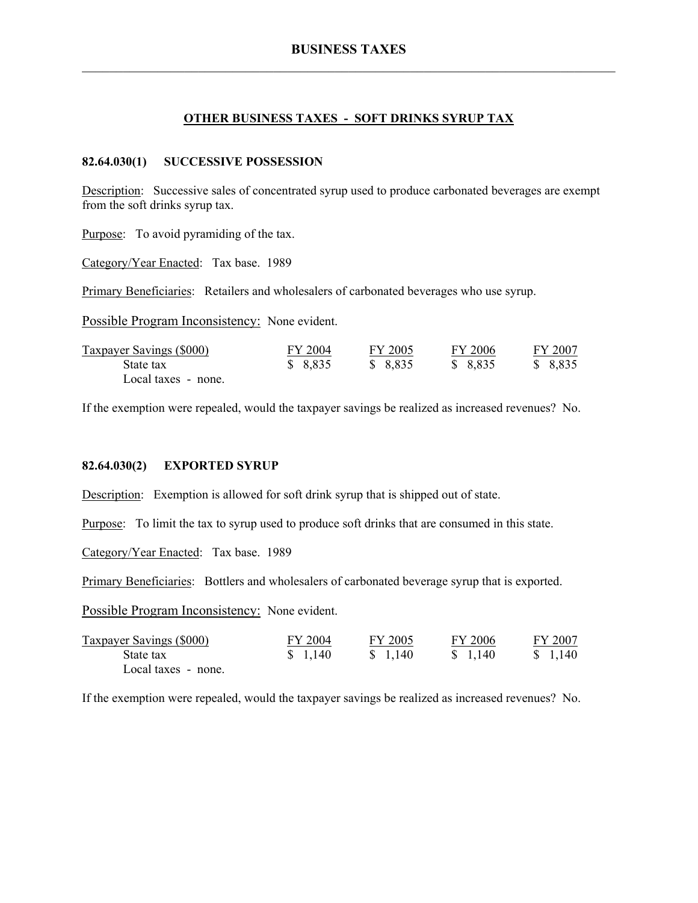# BUSINESS TAXES

## OTHER BUSINESS TAXES - SOFT DRINKS SYRUP TAX

### 82.64.030(1) SUCCESSIVE POSSESSION

Description: Successive sales of concentrated syrup used to produce carbonated beverages are exempt from the soft drinks syrup tax.

Purpose: To avoid pyramiding of the tax.

Category/Year Enacted: Tax base. 1989

Primary Beneficiaries: Retailers and wholesalers of carbonated beverages who use syrup.

Possible Program Inconsistency: None evident.

| Taxpayer Savings ($000) | FY 2004 | FY 2005 | FY 2006 | FY 2007 |
|---|---|---|---|---|
| State tax | $ 8,835 | $ 8,835 | $ 8,835 | $ 8,835 |
| Local taxes - none. | | | | |

If the exemption were repealed, would the taxpayer savings be realized as increased revenues? No.

### 82.64.030(2) EXPORTED SYRUP

Description: Exemption is allowed for soft drink syrup that is shipped out of state.

Purpose: To limit the tax to syrup used to produce soft drinks that are consumed in this state.

Category/Year Enacted: Tax base. 1989

Primary Beneficiaries: Bottlers and wholesalers of carbonated beverage syrup that is exported.

Possible Program Inconsistency: None evident.

| Taxpayer Savings ($000) | FY 2004 | FY 2005 | FY 2006 | FY 2007 |
|---|---|---|---|---|
| State tax | $ 1,140 | $ 1,140 | $ 1,140 | $ 1,140 |
| Local taxes - none. | | | | |

If the exemption were repealed, would the taxpayer savings be realized as increased revenues? No.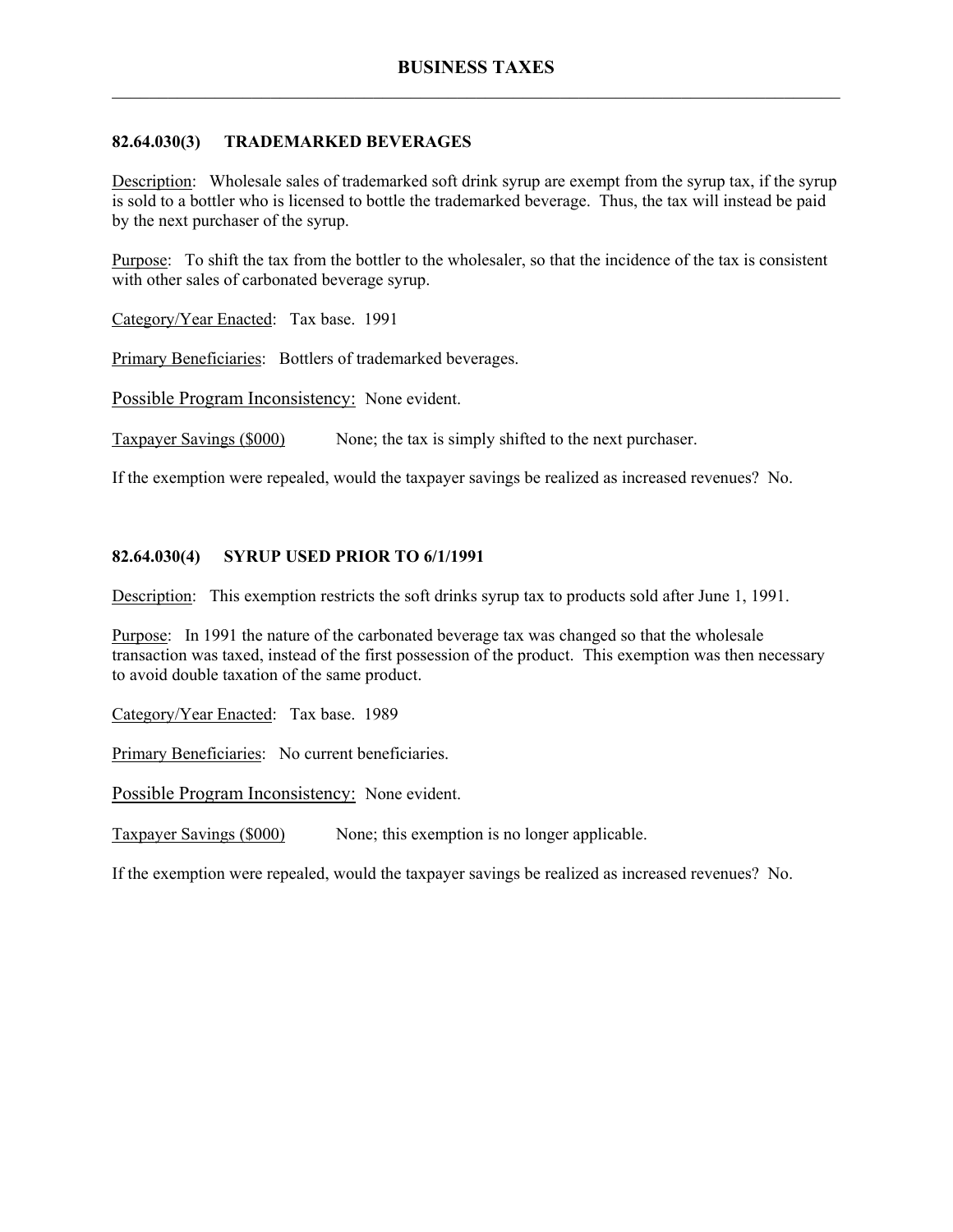## 82.64.030(3) TRADEMARKED BEVERAGES

Description: Wholesale sales of trademarked soft drink syrup are exempt from the syrup tax, if the syrup is sold to a bottler who is licensed to bottle the trademarked beverage. Thus, the tax will instead be paid by the next purchaser of the syrup.

Purpose: To shift the tax from the bottler to the wholesaler, so that the incidence of the tax is consistent with other sales of carbonated beverage syrup.

Category/Year Enacted: Tax base. 1991

Primary Beneficiaries: Bottlers of trademarked beverages.

Possible Program Inconsistency: None evident.

Taxpayer Savings ($000) None; the tax is simply shifted to the next purchaser.

If the exemption were repealed, would the taxpayer savings be realized as increased revenues? No.

## 82.64.030(4) SYRUP USED PRIOR TO 6/1/1991

Description: This exemption restricts the soft drinks syrup tax to products sold after June 1, 1991.

Purpose: In 1991 the nature of the carbonated beverage tax was changed so that the wholesale transaction was taxed, instead of the first possession of the product. This exemption was then necessary to avoid double taxation of the same product.

Category/Year Enacted: Tax base. 1989

Primary Beneficiaries: No current beneficiaries.

Possible Program Inconsistency: None evident.

Taxpayer Savings ($000) None; this exemption is no longer applicable.

If the exemption were repealed, would the taxpayer savings be realized as increased revenues? No.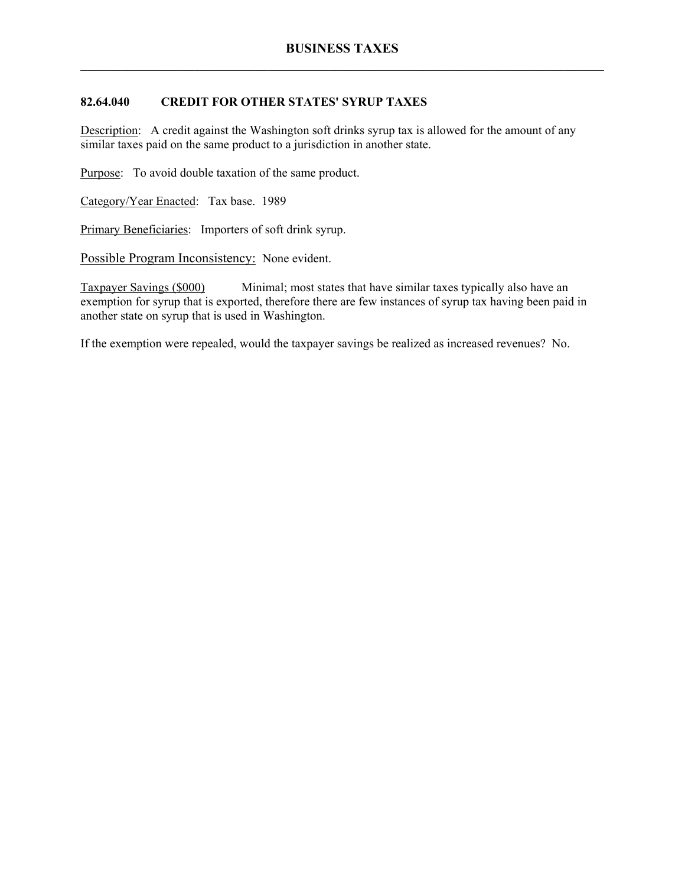## 82.64.040 CREDIT FOR OTHER STATES' SYRUP TAXES

Description: A credit against the Washington soft drinks syrup tax is allowed for the amount of any similar taxes paid on the same product to a jurisdiction in another state.

Purpose: To avoid double taxation of the same product.

Category/Year Enacted: Tax base. 1989

Primary Beneficiaries: Importers of soft drink syrup.

Possible Program Inconsistency: None evident.

Taxpayer Savings ($000) Minimal; most states that have similar taxes typically also have an exemption for syrup that is exported, therefore there are few instances of syrup tax having been paid in another state on syrup that is used in Washington.

If the exemption were repealed, would the taxpayer savings be realized as increased revenues? No.